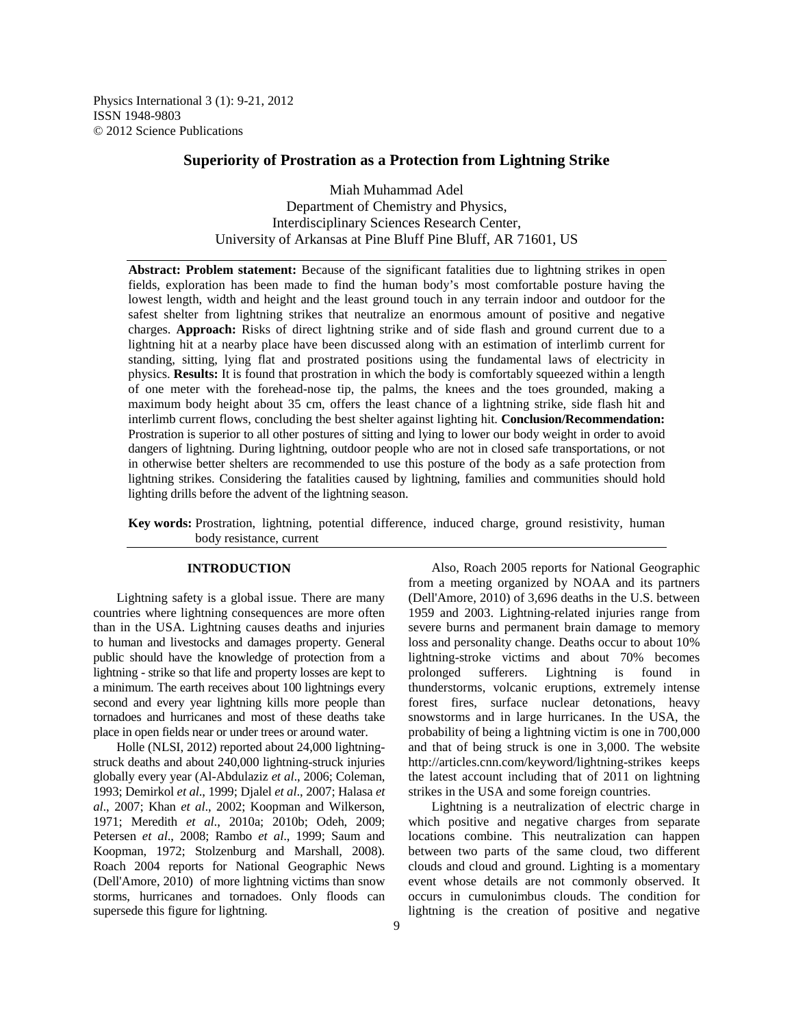Physics International 3 (1): 9-21, 2012
ISSN 1948-9803
© 2012 Science Publications

# Superiority of Prostration as a Protection from Lightning Strike

Miah Muhammad Adel
Department of Chemistry and Physics,
Interdisciplinary Sciences Research Center,
University of Arkansas at Pine Bluff Pine Bluff, AR 71601, US

**Abstract: Problem statement:** Because of the significant fatalities due to lightning strikes in open fields, exploration has been made to find the human body's most comfortable posture having the lowest length, width and height and the least ground touch in any terrain indoor and outdoor for the safest shelter from lightning strikes that neutralize an enormous amount of positive and negative charges. **Approach:** Risks of direct lightning strike and of side flash and ground current due to a lightning hit at a nearby place have been discussed along with an estimation of interlimb current for standing, sitting, lying flat and prostrated positions using the fundamental laws of electricity in physics. **Results:** It is found that prostration in which the body is comfortably squeezed within a length of one meter with the forehead-nose tip, the palms, the knees and the toes grounded, making a maximum body height about 35 cm, offers the least chance of a lightning strike, side flash hit and interlimb current flows, concluding the best shelter against lighting hit. **Conclusion/Recommendation:** Prostration is superior to all other postures of sitting and lying to lower our body weight in order to avoid dangers of lightning. During lightning, outdoor people who are not in closed safe transportations, or not in otherwise better shelters are recommended to use this posture of the body as a safe protection from lightning strikes. Considering the fatalities caused by lightning, families and communities should hold lighting drills before the advent of the lightning season.

**Key words:** Prostration, lightning, potential difference, induced charge, ground resistivity, human body resistance, current

## INTRODUCTION

Lightning safety is a global issue. There are many countries where lightning consequences are more often than in the USA. Lightning causes deaths and injuries to human and livestocks and damages property. General public should have the knowledge of protection from a lightning - strike so that life and property losses are kept to a minimum. The earth receives about 100 lightnings every second and every year lightning kills more people than tornadoes and hurricanes and most of these deaths take place in open fields near or under trees or around water.

Holle (NLSI, 2012) reported about 24,000 lightning-struck deaths and about 240,000 lightning-struck injuries globally every year (Al-Abdulaziz *et al*., 2006; Coleman, 1993; Demirkol *et al*., 1999; Djalel *et al*., 2007; Halasa *et al*., 2007; Khan *et al*., 2002; Koopman and Wilkerson, 1971; Meredith *et al*., 2010a; 2010b; Odeh, 2009; Petersen *et al*., 2008; Rambo *et al*., 1999; Saum and Koopman, 1972; Stolzenburg and Marshall, 2008). Roach 2004 reports for National Geographic News (Dell'Amore, 2010) of more lightning victims than snow storms, hurricanes and tornadoes. Only floods can supersede this figure for lightning.

Also, Roach 2005 reports for National Geographic from a meeting organized by NOAA and its partners (Dell'Amore, 2010) of 3,696 deaths in the U.S. between 1959 and 2003. Lightning-related injuries range from severe burns and permanent brain damage to memory loss and personality change. Deaths occur to about 10% lightning-stroke victims and about 70% becomes prolonged sufferers. Lightning is found in thunderstorms, volcanic eruptions, extremely intense forest fires, surface nuclear detonations, heavy snowstorms and in large hurricanes. In the USA, the probability of being a lightning victim is one in 700,000 and that of being struck is one in 3,000. The website http://articles.cnn.com/keyword/lightning-strikes keeps the latest account including that of 2011 on lightning strikes in the USA and some foreign countries.

Lightning is a neutralization of electric charge in which positive and negative charges from separate locations combine. This neutralization can happen between two parts of the same cloud, two different clouds and cloud and ground. Lighting is a momentary event whose details are not commonly observed. It occurs in cumulonimbus clouds. The condition for lightning is the creation of positive and negative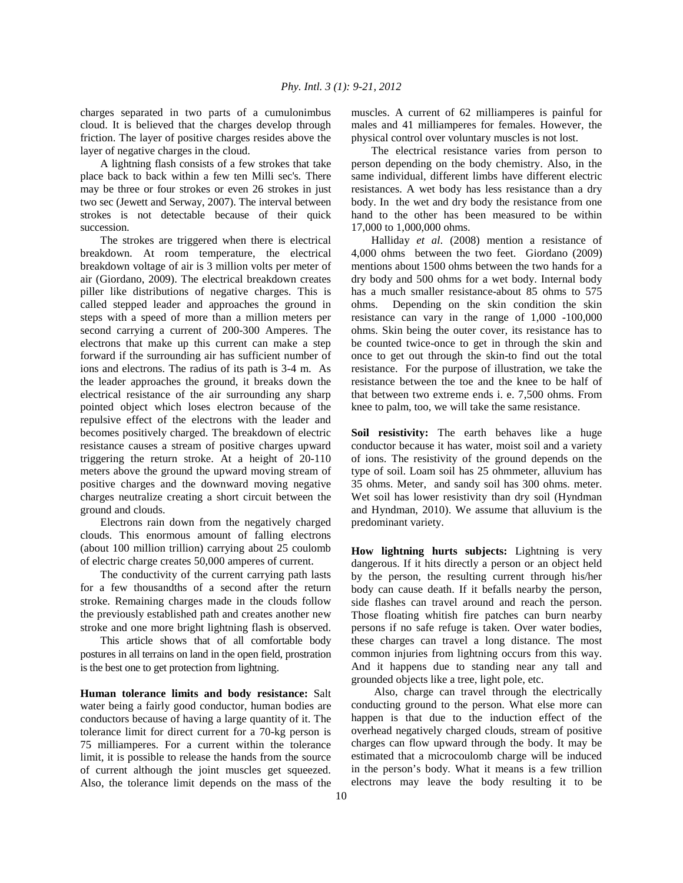charges separated in two parts of a cumulonimbus cloud. It is believed that the charges develop through friction. The layer of positive charges resides above the layer of negative charges in the cloud.

A lightning flash consists of a few strokes that take place back to back within a few ten Milli sec's. There may be three or four strokes or even 26 strokes in just two sec (Jewett and Serway, 2007). The interval between strokes is not detectable because of their quick succession.

The strokes are triggered when there is electrical breakdown. At room temperature, the electrical breakdown voltage of air is 3 million volts per meter of air (Giordano, 2009). The electrical breakdown creates piller like distributions of negative charges. This is called stepped leader and approaches the ground in steps with a speed of more than a million meters per second carrying a current of 200-300 Amperes. The electrons that make up this current can make a step forward if the surrounding air has sufficient number of ions and electrons. The radius of its path is 3-4 m. As the leader approaches the ground, it breaks down the electrical resistance of the air surrounding any sharp pointed object which loses electron because of the repulsive effect of the electrons with the leader and becomes positively charged. The breakdown of electric resistance causes a stream of positive charges upward triggering the return stroke. At a height of 20-110 meters above the ground the upward moving stream of positive charges and the downward moving negative charges neutralize creating a short circuit between the ground and clouds.

Electrons rain down from the negatively charged clouds. This enormous amount of falling electrons (about 100 million trillion) carrying about 25 coulomb of electric charge creates 50,000 amperes of current.

The conductivity of the current carrying path lasts for a few thousandths of a second after the return stroke. Remaining charges made in the clouds follow the previously established path and creates another new stroke and one more bright lightning flash is observed.

This article shows that of all comfortable body postures in all terrains on land in the open field, prostration is the best one to get protection from lightning.

**Human tolerance limits and body resistance:** Salt water being a fairly good conductor, human bodies are conductors because of having a large quantity of it. The tolerance limit for direct current for a 70-kg person is 75 milliamperes. For a current within the tolerance limit, it is possible to release the hands from the source of current although the joint muscles get squeezed. Also, the tolerance limit depends on the mass of the muscles. A current of 62 milliamperes is painful for males and 41 milliamperes for females. However, the physical control over voluntary muscles is not lost.

The electrical resistance varies from person to person depending on the body chemistry. Also, in the same individual, different limbs have different electric resistances. A wet body has less resistance than a dry body. In the wet and dry body the resistance from one hand to the other has been measured to be within 17,000 to 1,000,000 ohms.

Halliday *et al*. (2008) mention a resistance of 4,000 ohms between the two feet. Giordano (2009) mentions about 1500 ohms between the two hands for a dry body and 500 ohms for a wet body. Internal body has a much smaller resistance-about 85 ohms to 575 ohms. Depending on the skin condition the skin resistance can vary in the range of 1,000 -100,000 ohms. Skin being the outer cover, its resistance has to be counted twice-once to get in through the skin and once to get out through the skin-to find out the total resistance. For the purpose of illustration, we take the resistance between the toe and the knee to be half of that between two extreme ends i. e. 7,500 ohms. From knee to palm, too, we will take the same resistance.

**Soil resistivity:** The earth behaves like a huge conductor because it has water, moist soil and a variety of ions. The resistivity of the ground depends on the type of soil. Loam soil has 25 ohmmeter, alluvium has 35 ohms. Meter, and sandy soil has 300 ohms. meter. Wet soil has lower resistivity than dry soil (Hyndman and Hyndman, 2010). We assume that alluvium is the predominant variety.

**How lightning hurts subjects:** Lightning is very dangerous. If it hits directly a person or an object held by the person, the resulting current through his/her body can cause death. If it befalls nearby the person, side flashes can travel around and reach the person. Those floating whitish fire patches can burn nearby persons if no safe refuge is taken. Over water bodies, these charges can travel a long distance. The most common injuries from lightning occurs from this way. And it happens due to standing near any tall and grounded objects like a tree, light pole, etc.

Also, charge can travel through the electrically conducting ground to the person. What else more can happen is that due to the induction effect of the overhead negatively charged clouds, stream of positive charges can flow upward through the body. It may be estimated that a microcoulomb charge will be induced in the person's body. What it means is a few trillion electrons may leave the body resulting it to be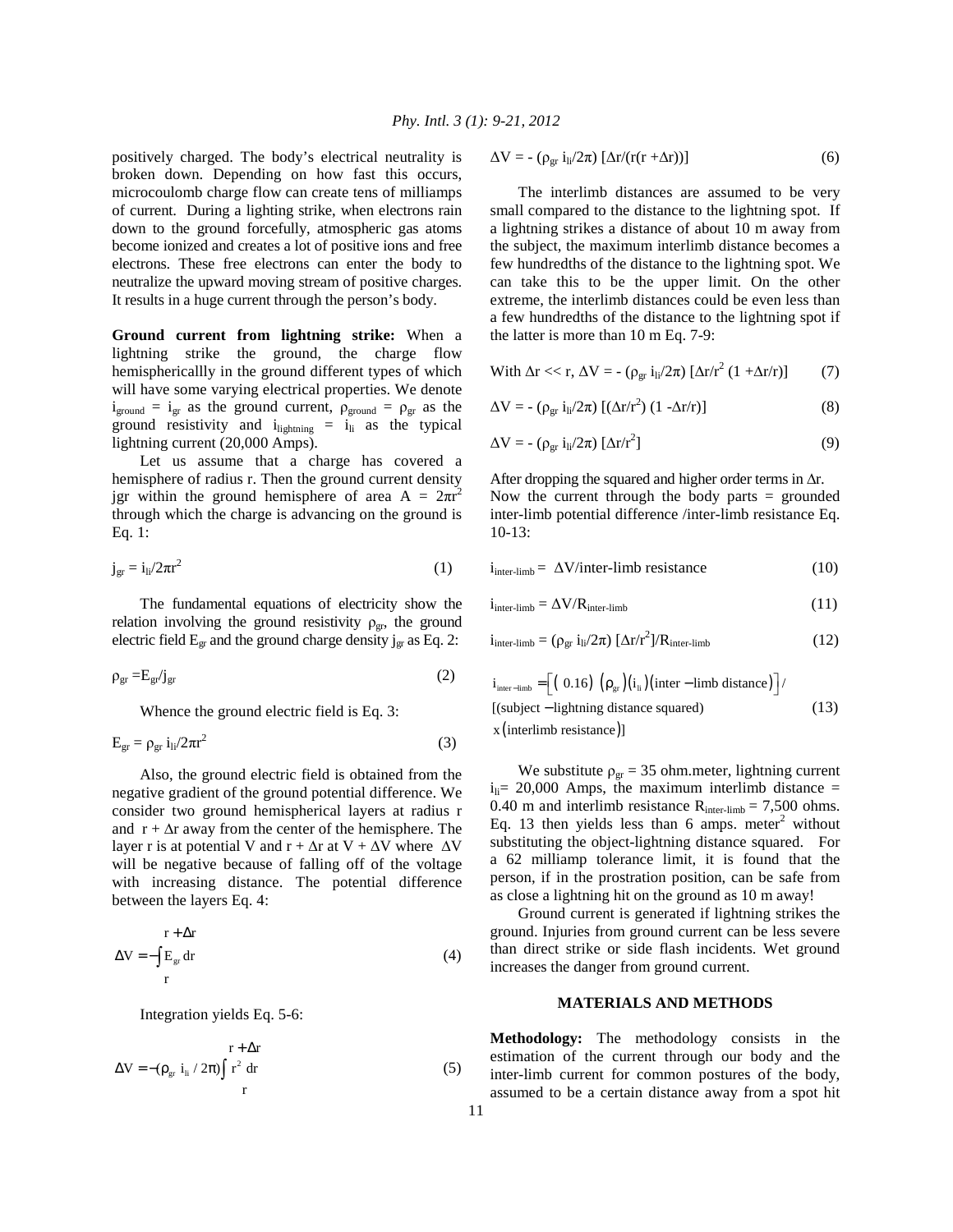positively charged. The body's electrical neutrality is broken down. Depending on how fast this occurs, microcoulomb charge flow can create tens of milliamps of current. During a lighting strike, when electrons rain down to the ground forcefully, atmospheric gas atoms become ionized and creates a lot of positive ions and free electrons. These free electrons can enter the body to neutralize the upward moving stream of positive charges. It results in a huge current through the person's body.

**Ground current from lightning strike:** When a lightning strike the ground, the charge flow hemisphericallly in the ground different types of which will have some varying electrical properties. We denote $i_{ground} = i_{gr}$ as the ground current, $\rho_{ground} = \rho_{gr}$ as the ground resistivity and $i_{lightning} = i_{li}$ as the typical lightning current (20,000 Amps).

Let us assume that a charge has covered a hemisphere of radius r. Then the ground current density jgr within the ground hemisphere of area $A = 2\pi r^2$ through which the charge is advancing on the ground is Eq. 1:

$$j_{gr} = i_{li}/2\pi r^2 \tag{1}$$

The fundamental equations of electricity show the relation involving the ground resistivity $\rho_{gr}$, the ground electric field $E_{gr}$ and the ground charge density $j_{gr}$ as Eq. 2:

$$\rho_{gr} = E_{gr}/j_{gr} \tag{2}$$

Whence the ground electric field is Eq. 3:

$$E_{gr} = \rho_{gr}\, i_{li}/2\pi r^2 \tag{3}$$

Also, the ground electric field is obtained from the negative gradient of the ground potential difference. We consider two ground hemispherical layers at radius r and $r + \Delta r$ away from the center of the hemisphere. The layer r is at potential V and $r + \Delta r$ at $V + \Delta V$ where $\Delta V$ will be negative because of falling off of the voltage with increasing distance. The potential difference between the layers Eq. 4:

$$\Delta V = -\int_{r}^{r+\Delta r} E_{gr}\, dr \tag{4}$$

Integration yields Eq. 5-6:

$$\Delta V = -(\rho_{gr}\, i_{li} / 2\pi)\int_{r}^{r+\Delta r} r^2\, dr \tag{5}$$

$$\Delta V = -(\rho_{gr}\, i_{li}/2\pi)\,[\Delta r/(r(r + \Delta r))] \tag{6}$$

The interlimb distances are assumed to be very small compared to the distance to the lightning spot. If a lightning strikes a distance of about 10 m away from the subject, the maximum interlimb distance becomes a few hundredths of the distance to the lightning spot. We can take this to be the upper limit. On the other extreme, the interlimb distances could be even less than a few hundredths of the distance to the lightning spot if the latter is more than 10 m Eq. 7-9:

$$\text{With } \Delta r \ll r,\ \Delta V = -(\rho_{gr}\, i_{li}/2\pi)\,[\Delta r/r^2\,(1 + \Delta r/r)] \tag{7}$$

$$\Delta V = -(\rho_{gr}\, i_{li}/2\pi)\,[(\Delta r/r^2)\,(1 - \Delta r/r)] \tag{8}$$

$$\Delta V = -(\rho_{gr}\, i_{li}/2\pi)\,[\Delta r/r^2] \tag{9}$$

After dropping the squared and higher order terms in $\Delta r$. Now the current through the body parts = grounded inter-limb potential difference /inter-limb resistance Eq. 10-13:

$$i_{inter\text{-}limb} = \Delta V/\text{inter-limb resistance} \tag{10}$$

$$i_{inter\text{-}limb} = \Delta V/R_{inter\text{-}limb} \tag{11}$$

$$i_{inter\text{-}limb} = (\rho_{gr}\, i_{li}/2\pi)\,[\Delta r/r^2]/R_{inter\text{-}limb} \tag{12}$$

$$i_{inter-limb} = \left[(0.16)\,(\rho_{gr})(i_{li})(\text{inter}-\text{limb distance})\right] / [(\text{subject}-\text{lightning distance squared}) \times (\text{interlimb resistance})] \tag{13}$$

We substitute $\rho_{gr}$ = 35 ohm.meter, lightning current $i_{li}$= 20,000 Amps, the maximum interlimb distance = 0.40 m and interlimb resistance $R_{inter\text{-}limb}$ = 7,500 ohms. Eq. 13 then yields less than 6 amps. meter$^2$ without substituting the object-lightning distance squared. For a 62 milliamp tolerance limit, it is found that the person, if in the prostration position, can be safe from as close a lightning hit on the ground as 10 m away!

Ground current is generated if lightning strikes the ground. Injuries from ground current can be less severe than direct strike or side flash incidents. Wet ground increases the danger from ground current.

## MATERIALS AND METHODS

**Methodology:** The methodology consists in the estimation of the current through our body and the inter-limb current for common postures of the body, assumed to be a certain distance away from a spot hit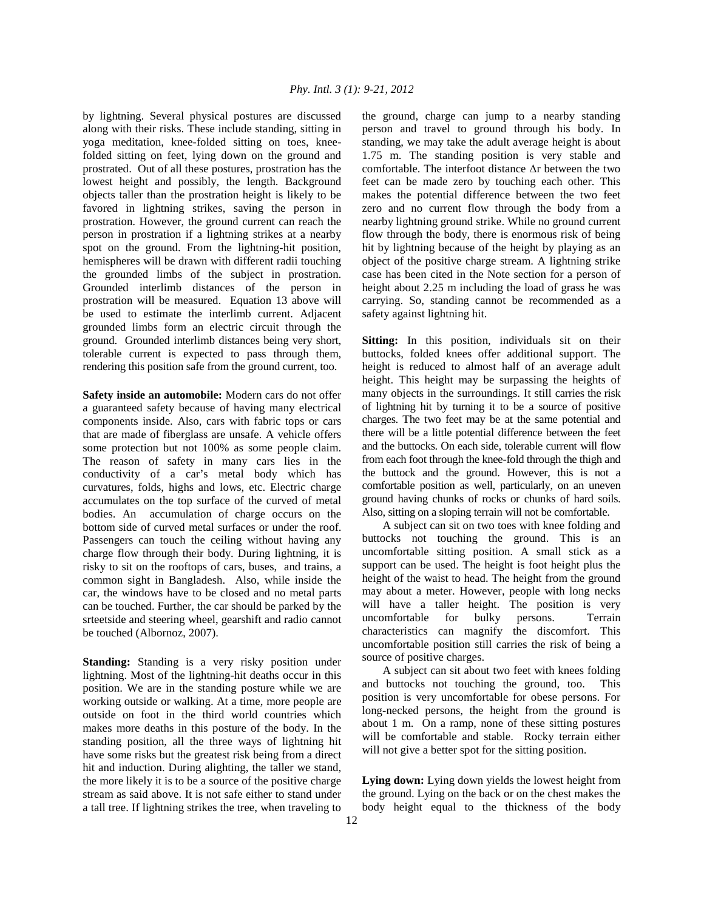by lightning. Several physical postures are discussed along with their risks. These include standing, sitting in yoga meditation, knee-folded sitting on toes, knee-folded sitting on feet, lying down on the ground and prostrated. Out of all these postures, prostration has the lowest height and possibly, the length. Background objects taller than the prostration height is likely to be favored in lightning strikes, saving the person in prostration. However, the ground current can reach the person in prostration if a lightning strikes at a nearby spot on the ground. From the lightning-hit position, hemispheres will be drawn with different radii touching the grounded limbs of the subject in prostration. Grounded interlimb distances of the person in prostration will be measured. Equation 13 above will be used to estimate the interlimb current. Adjacent grounded limbs form an electric circuit through the ground. Grounded interlimb distances being very short, tolerable current is expected to pass through them, rendering this position safe from the ground current, too.

**Safety inside an automobile:** Modern cars do not offer a guaranteed safety because of having many electrical components inside. Also, cars with fabric tops or cars that are made of fiberglass are unsafe. A vehicle offers some protection but not 100% as some people claim. The reason of safety in many cars lies in the conductivity of a car's metal body which has curvatures, folds, highs and lows, etc. Electric charge accumulates on the top surface of the curved of metal bodies. An accumulation of charge occurs on the bottom side of curved metal surfaces or under the roof. Passengers can touch the ceiling without having any charge flow through their body. During lightning, it is risky to sit on the rooftops of cars, buses, and trains, a common sight in Bangladesh. Also, while inside the car, the windows have to be closed and no metal parts can be touched. Further, the car should be parked by the srteetside and steering wheel, gearshift and radio cannot be touched (Albornoz, 2007).

**Standing:** Standing is a very risky position under lightning. Most of the lightning-hit deaths occur in this position. We are in the standing posture while we are working outside or walking. At a time, more people are outside on foot in the third world countries which makes more deaths in this posture of the body. In the standing position, all the three ways of lightning hit have some risks but the greatest risk being from a direct hit and induction. During alighting, the taller we stand, the more likely it is to be a source of the positive charge stream as said above. It is not safe either to stand under a tall tree. If lightning strikes the tree, when traveling to the ground, charge can jump to a nearby standing person and travel to ground through his body. In standing, we may take the adult average height is about 1.75 m. The standing position is very stable and comfortable. The interfoot distance $\Delta r$ between the two feet can be made zero by touching each other. This makes the potential difference between the two feet zero and no current flow through the body from a nearby lightning ground strike. While no ground current flow through the body, there is enormous risk of being hit by lightning because of the height by playing as an object of the positive charge stream. A lightning strike case has been cited in the Note section for a person of height about 2.25 m including the load of grass he was carrying. So, standing cannot be recommended as a safety against lightning hit.

**Sitting:** In this position, individuals sit on their buttocks, folded knees offer additional support. The height is reduced to almost half of an average adult height. This height may be surpassing the heights of many objects in the surroundings. It still carries the risk of lightning hit by turning it to be a source of positive charges. The two feet may be at the same potential and there will be a little potential difference between the feet and the buttocks. On each side, tolerable current will flow from each foot through the knee-fold through the thigh and the buttock and the ground. However, this is not a comfortable position as well, particularly, on an uneven ground having chunks of rocks or chunks of hard soils. Also, sitting on a sloping terrain will not be comfortable.

A subject can sit on two toes with knee folding and buttocks not touching the ground. This is an uncomfortable sitting position. A small stick as a support can be used. The height is foot height plus the height of the waist to head. The height from the ground may about a meter. However, people with long necks will have a taller height. The position is very uncomfortable for bulky persons. Terrain characteristics can magnify the discomfort. This uncomfortable position still carries the risk of being a source of positive charges.

A subject can sit about two feet with knees folding and buttocks not touching the ground, too. This position is very uncomfortable for obese persons. For long-necked persons, the height from the ground is about 1 m. On a ramp, none of these sitting postures will be comfortable and stable. Rocky terrain either will not give a better spot for the sitting position.

**Lying down:** Lying down yields the lowest height from the ground. Lying on the back or on the chest makes the body height equal to the thickness of the body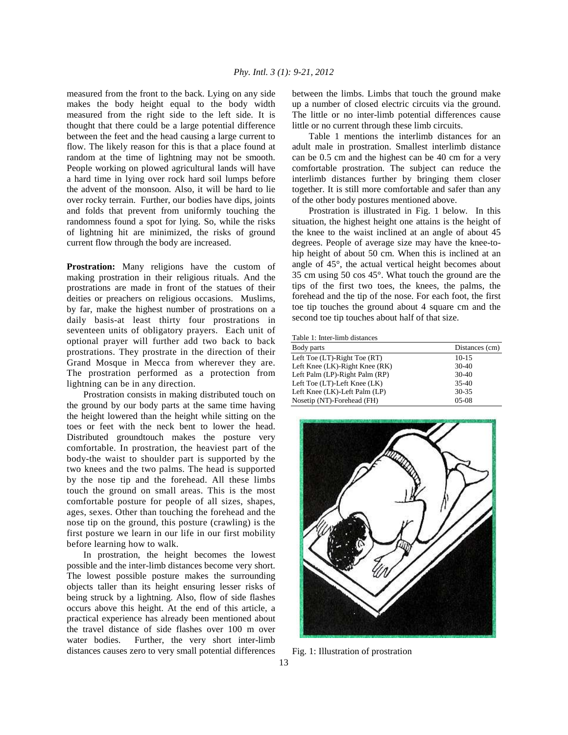measured from the front to the back. Lying on any side makes the body height equal to the body width measured from the right side to the left side. It is thought that there could be a large potential difference between the feet and the head causing a large current to flow. The likely reason for this is that a place found at random at the time of lightning may not be smooth. People working on plowed agricultural lands will have a hard time in lying over rock hard soil lumps before the advent of the monsoon. Also, it will be hard to lie over rocky terrain. Further, our bodies have dips, joints and folds that prevent from uniformly touching the randomness found a spot for lying. So, while the risks of lightning hit are minimized, the risks of ground current flow through the body are increased.

**Prostration:** Many religions have the custom of making prostration in their religious rituals. And the prostrations are made in front of the statues of their deities or preachers on religious occasions. Muslims, by far, make the highest number of prostrations on a daily basis-at least thirty four prostrations in seventeen units of obligatory prayers. Each unit of optional prayer will further add two back to back prostrations. They prostrate in the direction of their Grand Mosque in Mecca from wherever they are. The prostration performed as a protection from lightning can be in any direction.

Prostration consists in making distributed touch on the ground by our body parts at the same time having the height lowered than the height while sitting on the toes or feet with the neck bent to lower the head. Distributed groundtouch makes the posture very comfortable. In prostration, the heaviest part of the body-the waist to shoulder part is supported by the two knees and the two palms. The head is supported by the nose tip and the forehead. All these limbs touch the ground on small areas. This is the most comfortable posture for people of all sizes, shapes, ages, sexes. Other than touching the forehead and the nose tip on the ground, this posture (crawling) is the first posture we learn in our life in our first mobility before learning how to walk.

In prostration, the height becomes the lowest possible and the inter-limb distances become very short. The lowest possible posture makes the surrounding objects taller than its height ensuring lesser risks of being struck by a lightning. Also, flow of side flashes occurs above this height. At the end of this article, a practical experience has already been mentioned about the travel distance of side flashes over 100 m over water bodies. Further, the very short inter-limb distances causes zero to very small potential differences between the limbs. Limbs that touch the ground make up a number of closed electric circuits via the ground. The little or no inter-limb potential differences cause little or no current through these limb circuits.

Table 1 mentions the interlimb distances for an adult male in prostration. Smallest interlimb distance can be 0.5 cm and the highest can be 40 cm for a very comfortable prostration. The subject can reduce the interlimb distances further by bringing them closer together. It is still more comfortable and safer than any of the other body postures mentioned above.

Prostration is illustrated in Fig. 1 below. In this situation, the highest height one attains is the height of the knee to the waist inclined at an angle of about 45 degrees. People of average size may have the knee-to-hip height of about 50 cm. When this is inclined at an angle of 45°, the actual vertical height becomes about 35 cm using 50 cos 45°. What touch the ground are the tips of the first two toes, the knees, the palms, the forehead and the tip of the nose. For each foot, the first toe tip touches the ground about 4 square cm and the second toe tip touches about half of that size.

Table 1: Inter-limb distances

| Body parts | Distances (cm) |
|---|---|
| Left Toe (LT)-Right Toe (RT) | 10-15 |
| Left Knee (LK)-Right Knee (RK) | 30-40 |
| Left Palm (LP)-Right Palm (RP) | 30-40 |
| Left Toe (LT)-Left Knee (LK) | 35-40 |
| Left Knee (LK)-Left Palm (LP) | 30-35 |
| Nosetip (NT)-Forehead (FH) | 05-08 |

Fig. 1: Illustration of prostration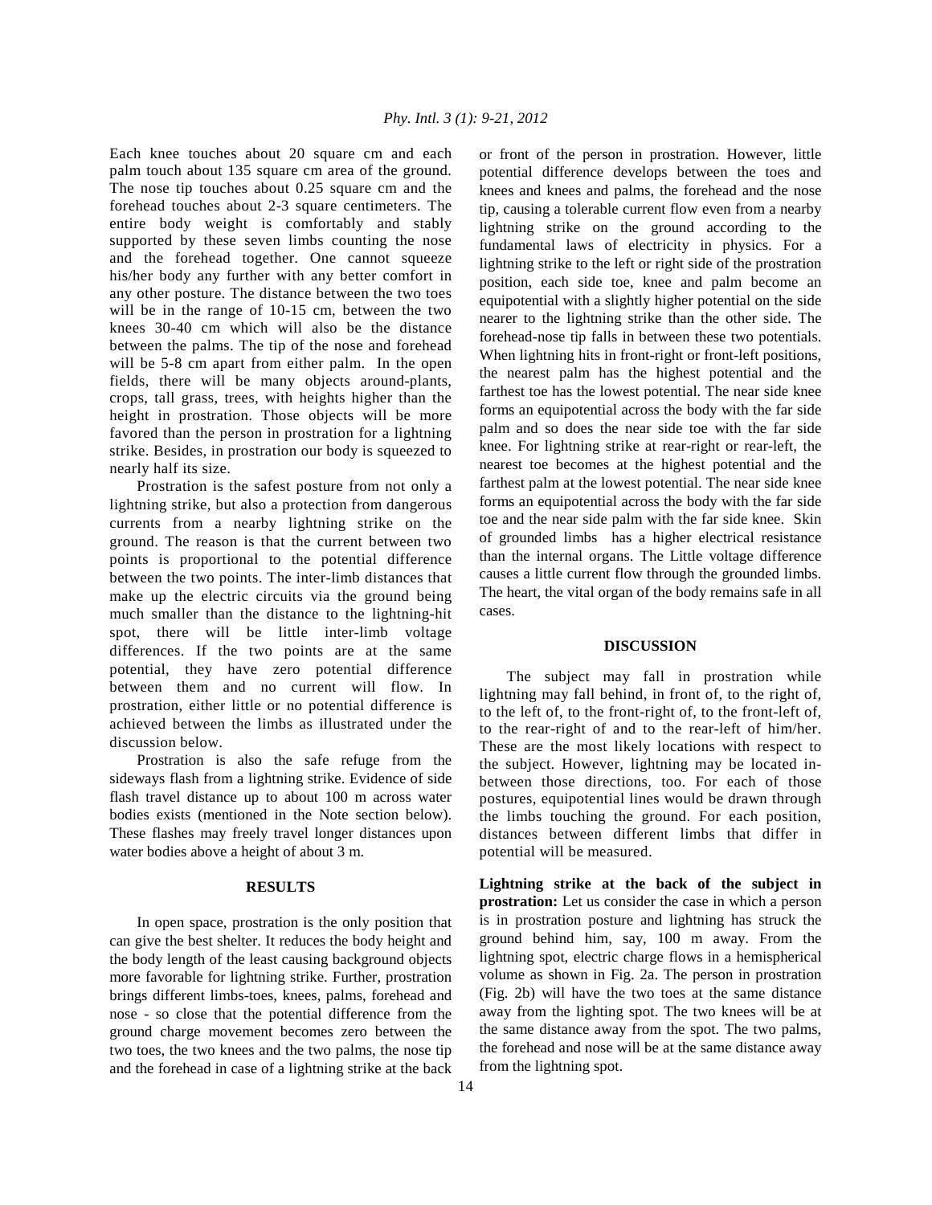Each knee touches about 20 square cm and each palm touch about 135 square cm area of the ground. The nose tip touches about 0.25 square cm and the forehead touches about 2-3 square centimeters. The entire body weight is comfortably and stably supported by these seven limbs counting the nose and the forehead together. One cannot squeeze his/her body any further with any better comfort in any other posture. The distance between the two toes will be in the range of 10-15 cm, between the two knees 30-40 cm which will also be the distance between the palms. The tip of the nose and forehead will be 5-8 cm apart from either palm. In the open fields, there will be many objects around-plants, crops, tall grass, trees, with heights higher than the height in prostration. Those objects will be more favored than the person in prostration for a lightning strike. Besides, in prostration our body is squeezed to nearly half its size.

Prostration is the safest posture from not only a lightning strike, but also a protection from dangerous currents from a nearby lightning strike on the ground. The reason is that the current between two points is proportional to the potential difference between the two points. The inter-limb distances that make up the electric circuits via the ground being much smaller than the distance to the lightning-hit spot, there will be little inter-limb voltage differences. If the two points are at the same potential, they have zero potential difference between them and no current will flow. In prostration, either little or no potential difference is achieved between the limbs as illustrated under the discussion below.

Prostration is also the safe refuge from the sideways flash from a lightning strike. Evidence of side flash travel distance up to about 100 m across water bodies exists (mentioned in the Note section below). These flashes may freely travel longer distances upon water bodies above a height of about 3 m.

## RESULTS

In open space, prostration is the only position that can give the best shelter. It reduces the body height and the body length of the least causing background objects more favorable for lightning strike. Further, prostration brings different limbs-toes, knees, palms, forehead and nose - so close that the potential difference from the ground charge movement becomes zero between the two toes, the two knees and the two palms, the nose tip and the forehead in case of a lightning strike at the back or front of the person in prostration. However, little potential difference develops between the toes and knees and knees and palms, the forehead and the nose tip, causing a tolerable current flow even from a nearby lightning strike on the ground according to the fundamental laws of electricity in physics. For a lightning strike to the left or right side of the prostration position, each side toe, knee and palm become an equipotential with a slightly higher potential on the side nearer to the lightning strike than the other side. The forehead-nose tip falls in between these two potentials. When lightning hits in front-right or front-left positions, the nearest palm has the highest potential and the farthest toe has the lowest potential. The near side knee forms an equipotential across the body with the far side palm and so does the near side toe with the far side knee. For lightning strike at rear-right or rear-left, the nearest toe becomes at the highest potential and the farthest palm at the lowest potential. The near side knee forms an equipotential across the body with the far side toe and the near side palm with the far side knee. Skin of grounded limbs has a higher electrical resistance than the internal organs. The Little voltage difference causes a little current flow through the grounded limbs. The heart, the vital organ of the body remains safe in all cases.

## DISCUSSION

The subject may fall in prostration while lightning may fall behind, in front of, to the right of, to the left of, to the front-right of, to the front-left of, to the rear-right of and to the rear-left of him/her. These are the most likely locations with respect to the subject. However, lightning may be located in-between those directions, too. For each of those postures, equipotential lines would be drawn through the limbs touching the ground. For each position, distances between different limbs that differ in potential will be measured.

**Lightning strike at the back of the subject in prostration:** Let us consider the case in which a person is in prostration posture and lightning has struck the ground behind him, say, 100 m away. From the lightning spot, electric charge flows in a hemispherical volume as shown in Fig. 2a. The person in prostration (Fig. 2b) will have the two toes at the same distance away from the lighting spot. The two knees will be at the same distance away from the spot. The two palms, the forehead and nose will be at the same distance away from the lightning spot.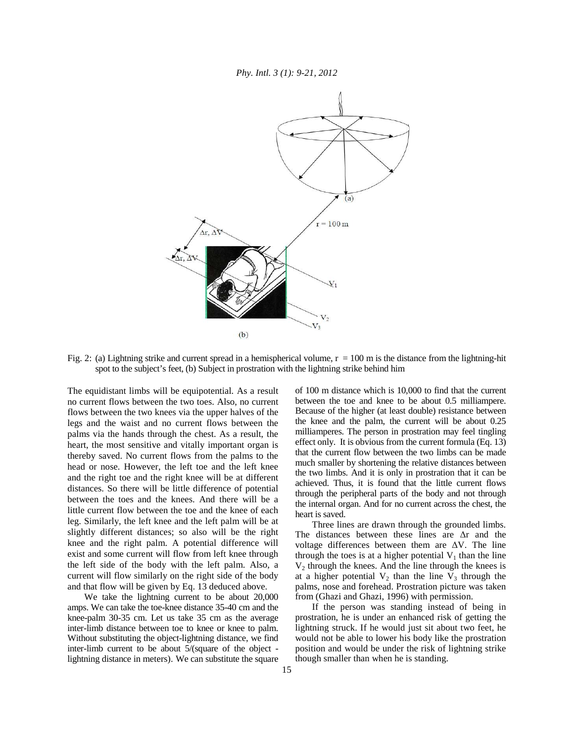Fig. 2: (a) Lightning strike and current spread in a hemispherical volume, r = 100 m is the distance from the lightning-hit spot to the subject's feet, (b) Subject in prostration with the lightning strike behind him

The equidistant limbs will be equipotential. As a result no current flows between the two toes. Also, no current flows between the two knees via the upper halves of the legs and the waist and no current flows between the palms via the hands through the chest. As a result, the heart, the most sensitive and vitally important organ is thereby saved. No current flows from the palms to the head or nose. However, the left toe and the left knee and the right toe and the right knee will be at different distances. So there will be little difference of potential between the toes and the knees. And there will be a little current flow between the toe and the knee of each leg. Similarly, the left knee and the left palm will be at slightly different distances; so also will be the right knee and the right palm. A potential difference will exist and some current will flow from left knee through the left side of the body with the left palm. Also, a current will flow similarly on the right side of the body and that flow will be given by Eq. 13 deduced above.

We take the lightning current to be about 20,000 amps. We can take the toe-knee distance 35-40 cm and the knee-palm 30-35 cm. Let us take 35 cm as the average inter-limb distance between toe to knee or knee to palm. Without substituting the object-lightning distance, we find inter-limb current to be about 5/(square of the object - lightning distance in meters). We can substitute the square of 100 m distance which is 10,000 to find that the current between the toe and knee to be about 0.5 milliampere. Because of the higher (at least double) resistance between the knee and the palm, the current will be about 0.25 milliamperes. The person in prostration may feel tingling effect only. It is obvious from the current formula (Eq. 13) that the current flow between the two limbs can be made much smaller by shortening the relative distances between the two limbs. And it is only in prostration that it can be achieved. Thus, it is found that the little current flows through the peripheral parts of the body and not through the internal organ. And for no current across the chest, the heart is saved.

Three lines are drawn through the grounded limbs. The distances between these lines are $\Delta r$ and the voltage differences between them are $\Delta V$. The line through the toes is at a higher potential $V_1$ than the line $V_2$ through the knees. And the line through the knees is at a higher potential $V_2$ than the line $V_3$ through the palms, nose and forehead. Prostration picture was taken from (Ghazi and Ghazi, 1996) with permission.

If the person was standing instead of being in prostration, he is under an enhanced risk of getting the lightning struck. If he would just sit about two feet, he would not be able to lower his body like the prostration position and would be under the risk of lightning strike though smaller than when he is standing.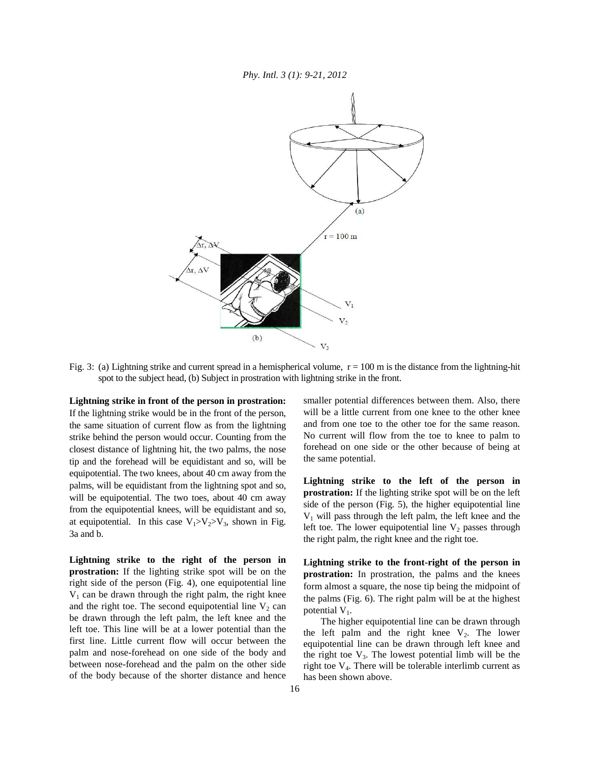Fig. 3: (a) Lightning strike and current spread in a hemispherical volume, r = 100 m is the distance from the lightning-hit spot to the subject head, (b) Subject in prostration with lightning strike in the front.

**Lightning strike in front of the person in prostration:** If the lightning strike would be in the front of the person, the same situation of current flow as from the lightning strike behind the person would occur. Counting from the closest distance of lightning hit, the two palms, the nose tip and the forehead will be equidistant and so, will be equipotential. The two knees, about 40 cm away from the palms, will be equidistant from the lightning spot and so, will be equipotential. The two toes, about 40 cm away from the equipotential knees, will be equidistant and so, at equipotential. In this case $V_1 > V_2 > V_3$, shown in Fig. 3a and b.

**Lightning strike to the right of the person in prostration:** If the lighting strike spot will be on the right side of the person (Fig. 4), one equipotential line $V_1$ can be drawn through the right palm, the right knee and the right toe. The second equipotential line $V_2$ can be drawn through the left palm, the left knee and the left toe. This line will be at a lower potential than the first line. Little current flow will occur between the palm and nose-forehead on one side of the body and between nose-forehead and the palm on the other side of the body because of the shorter distance and hence smaller potential differences between them. Also, there will be a little current from one knee to the other knee and from one toe to the other toe for the same reason. No current will flow from the toe to knee to palm to forehead on one side or the other because of being at the same potential.

**Lightning strike to the left of the person in prostration:** If the lighting strike spot will be on the left side of the person (Fig. 5), the higher equipotential line $V_1$ will pass through the left palm, the left knee and the left toe. The lower equipotential line $V_2$ passes through the right palm, the right knee and the right toe.

**Lightning strike to the front-right of the person in prostration:** In prostration, the palms and the knees form almost a square, the nose tip being the midpoint of the palms (Fig. 6). The right palm will be at the highest potential $V_1$.

The higher equipotential line can be drawn through the left palm and the right knee $V_2$. The lower equipotential line can be drawn through left knee and the right toe $V_3$. The lowest potential limb will be the right toe $V_4$. There will be tolerable interlimb current as has been shown above.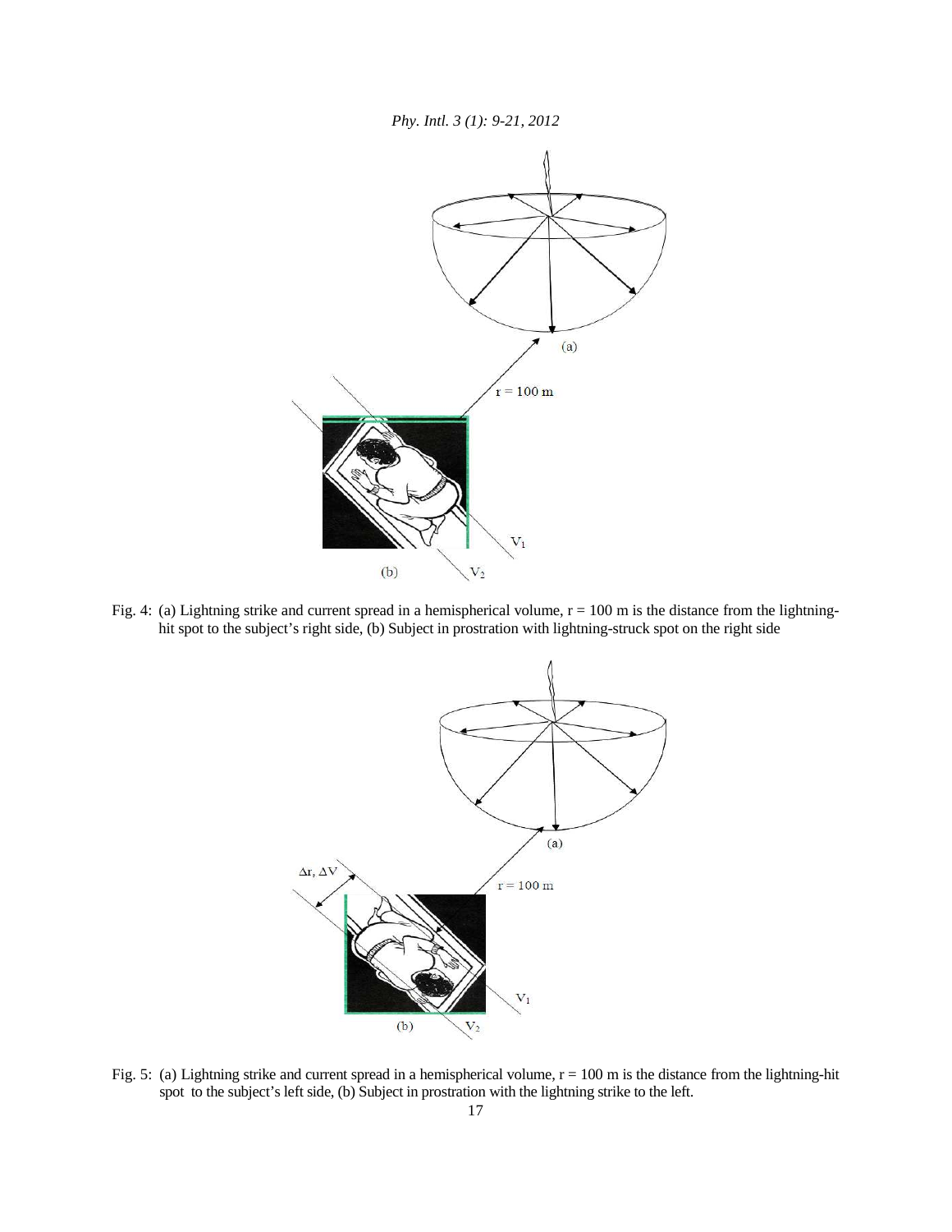Fig. 4: (a) Lightning strike and current spread in a hemispherical volume, r = 100 m is the distance from the lightning-hit spot to the subject's right side, (b) Subject in prostration with lightning-struck spot on the right side

Fig. 5: (a) Lightning strike and current spread in a hemispherical volume, r = 100 m is the distance from the lightning-hit spot to the subject's left side, (b) Subject in prostration with the lightning strike to the left.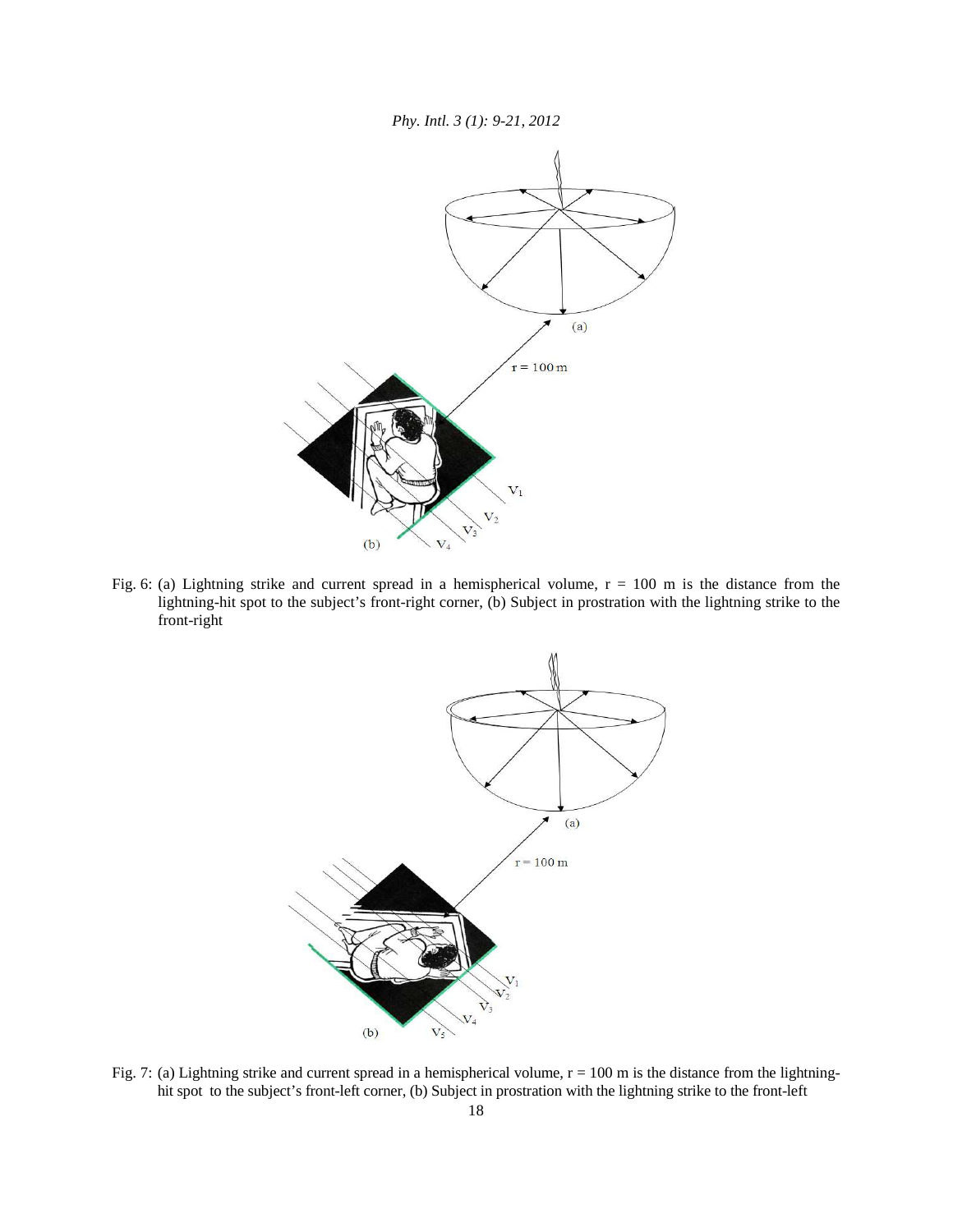Fig. 6: (a) Lightning strike and current spread in a hemispherical volume, r = 100 m is the distance from the lightning-hit spot to the subject's front-right corner, (b) Subject in prostration with the lightning strike to the front-right

Fig. 7: (a) Lightning strike and current spread in a hemispherical volume, r = 100 m is the distance from the lightning-hit spot to the subject's front-left corner, (b) Subject in prostration with the lightning strike to the front-left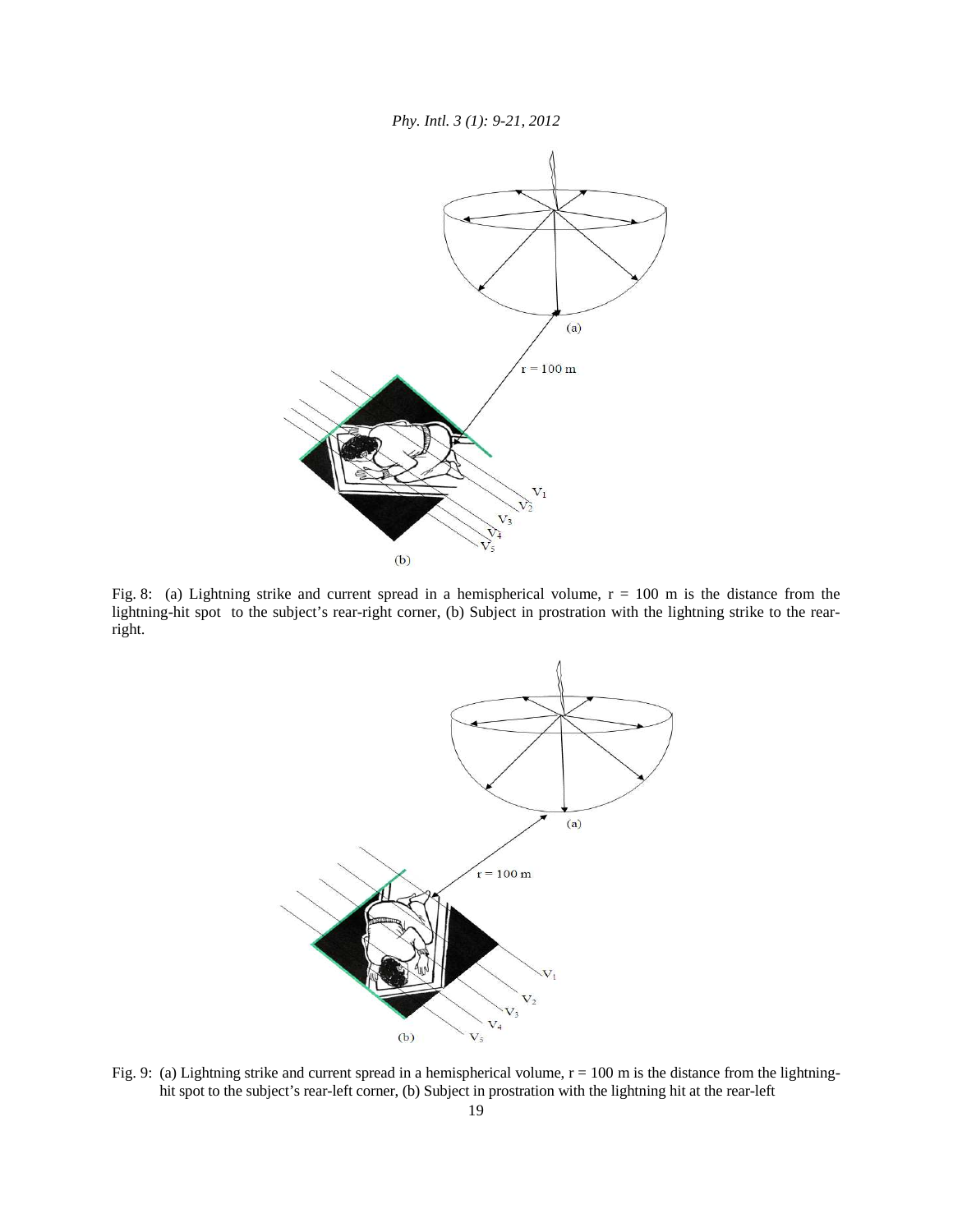Fig. 8: (a) Lightning strike and current spread in a hemispherical volume, r = 100 m is the distance from the lightning-hit spot to the subject's rear-right corner, (b) Subject in prostration with the lightning strike to the rear-right.

Fig. 9: (a) Lightning strike and current spread in a hemispherical volume, r = 100 m is the distance from the lightning-hit spot to the subject's rear-left corner, (b) Subject in prostration with the lightning hit at the rear-left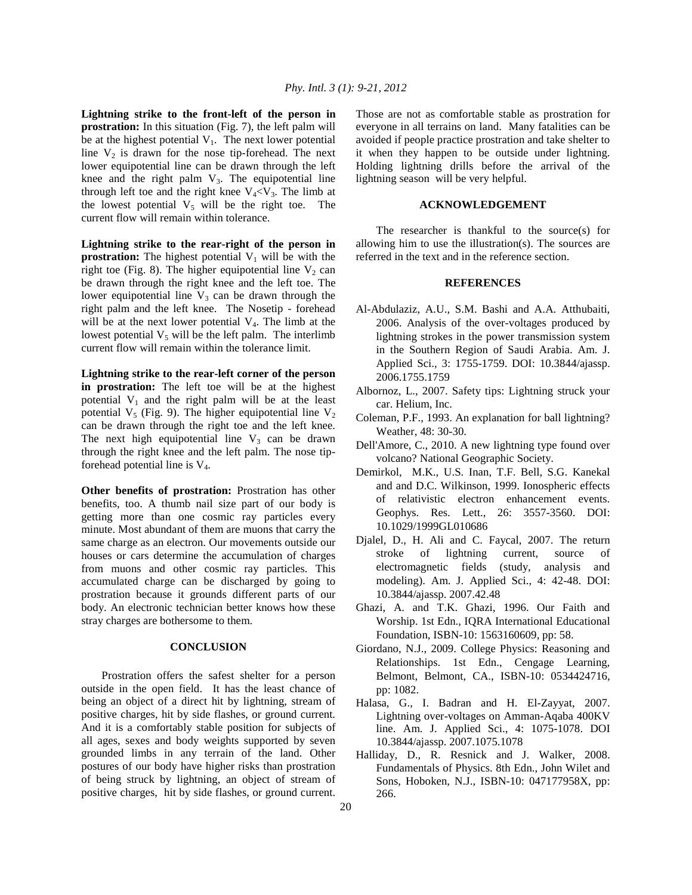**Lightning strike to the front-left of the person in prostration:** In this situation (Fig. 7), the left palm will be at the highest potential $V_1$. The next lower potential line $V_2$ is drawn for the nose tip-forehead. The next lower equipotential line can be drawn through the left knee and the right palm $V_3$. The equipotential line through left toe and the right knee $V_4 < V_3$. The limb at the lowest potential $V_5$ will be the right toe. The current flow will remain within tolerance.

**Lightning strike to the rear-right of the person in prostration:** The highest potential $V_1$ will be with the right toe (Fig. 8). The higher equipotential line $V_2$ can be drawn through the right knee and the left toe. The lower equipotential line $V_3$ can be drawn through the right palm and the left knee. The Nosetip - forehead will be at the next lower potential $V_4$. The limb at the lowest potential $V_5$ will be the left palm. The interlimb current flow will remain within the tolerance limit.

**Lightning strike to the rear-left corner of the person in prostration:** The left toe will be at the highest potential $V_1$ and the right palm will be at the least potential $V_5$ (Fig. 9). The higher equipotential line $V_2$ can be drawn through the right toe and the left knee. The next high equipotential line $V_3$ can be drawn through the right knee and the left palm. The nose tip-forehead potential line is $V_4$.

**Other benefits of prostration:** Prostration has other benefits, too. A thumb nail size part of our body is getting more than one cosmic ray particles every minute. Most abundant of them are muons that carry the same charge as an electron. Our movements outside our houses or cars determine the accumulation of charges from muons and other cosmic ray particles. This accumulated charge can be discharged by going to prostration because it grounds different parts of our body. An electronic technician better knows how these stray charges are bothersome to them.

## CONCLUSION

Prostration offers the safest shelter for a person outside in the open field. It has the least chance of being an object of a direct hit by lightning, stream of positive charges, hit by side flashes, or ground current. And it is a comfortably stable position for subjects of all ages, sexes and body weights supported by seven grounded limbs in any terrain of the land. Other postures of our body have higher risks than prostration of being struck by lightning, an object of stream of positive charges, hit by side flashes, or ground current. Those are not as comfortable stable as prostration for everyone in all terrains on land. Many fatalities can be avoided if people practice prostration and take shelter to it when they happen to be outside under lightning. Holding lightning drills before the arrival of the lightning season will be very helpful.

## ACKNOWLEDGEMENT

The researcher is thankful to the source(s) for allowing him to use the illustration(s). The sources are referred in the text and in the reference section.

## REFERENCES

Al-Abdulaziz, A.U., S.M. Bashi and A.A. Atthubaiti, 2006. Analysis of the over-voltages produced by lightning strokes in the power transmission system in the Southern Region of Saudi Arabia. Am. J. Applied Sci., 3: 1755-1759. DOI: 10.3844/ajassp. 2006.1755.1759

Albornoz, L., 2007. Safety tips: Lightning struck your car. Helium, Inc.

Coleman, P.F., 1993. An explanation for ball lightning? Weather, 48: 30-30.

Dell'Amore, C., 2010. A new lightning type found over volcano? National Geographic Society.

Demirkol, M.K., U.S. Inan, T.F. Bell, S.G. Kanekal and and D.C. Wilkinson, 1999. Ionospheric effects of relativistic electron enhancement events. Geophys. Res. Lett., 26: 3557-3560. DOI: 10.1029/1999GL010686

Djalel, D., H. Ali and C. Faycal, 2007. The return stroke of lightning current, source of electromagnetic fields (study, analysis and modeling). Am. J. Applied Sci., 4: 42-48. DOI: 10.3844/ajassp. 2007.42.48

Ghazi, A. and T.K. Ghazi, 1996. Our Faith and Worship. 1st Edn., IQRA International Educational Foundation, ISBN-10: 1563160609, pp: 58.

Giordano, N.J., 2009. College Physics: Reasoning and Relationships. 1st Edn., Cengage Learning, Belmont, Belmont, CA., ISBN-10: 0534424716, pp: 1082.

Halasa, G., I. Badran and H. El-Zayyat, 2007. Lightning over-voltages on Amman-Aqaba 400KV line. Am. J. Applied Sci., 4: 1075-1078. DOI 10.3844/ajassp. 2007.1075.1078

Halliday, D., R. Resnick and J. Walker, 2008. Fundamentals of Physics. 8th Edn., John Wilet and Sons, Hoboken, N.J., ISBN-10: 047177958X, pp: 266.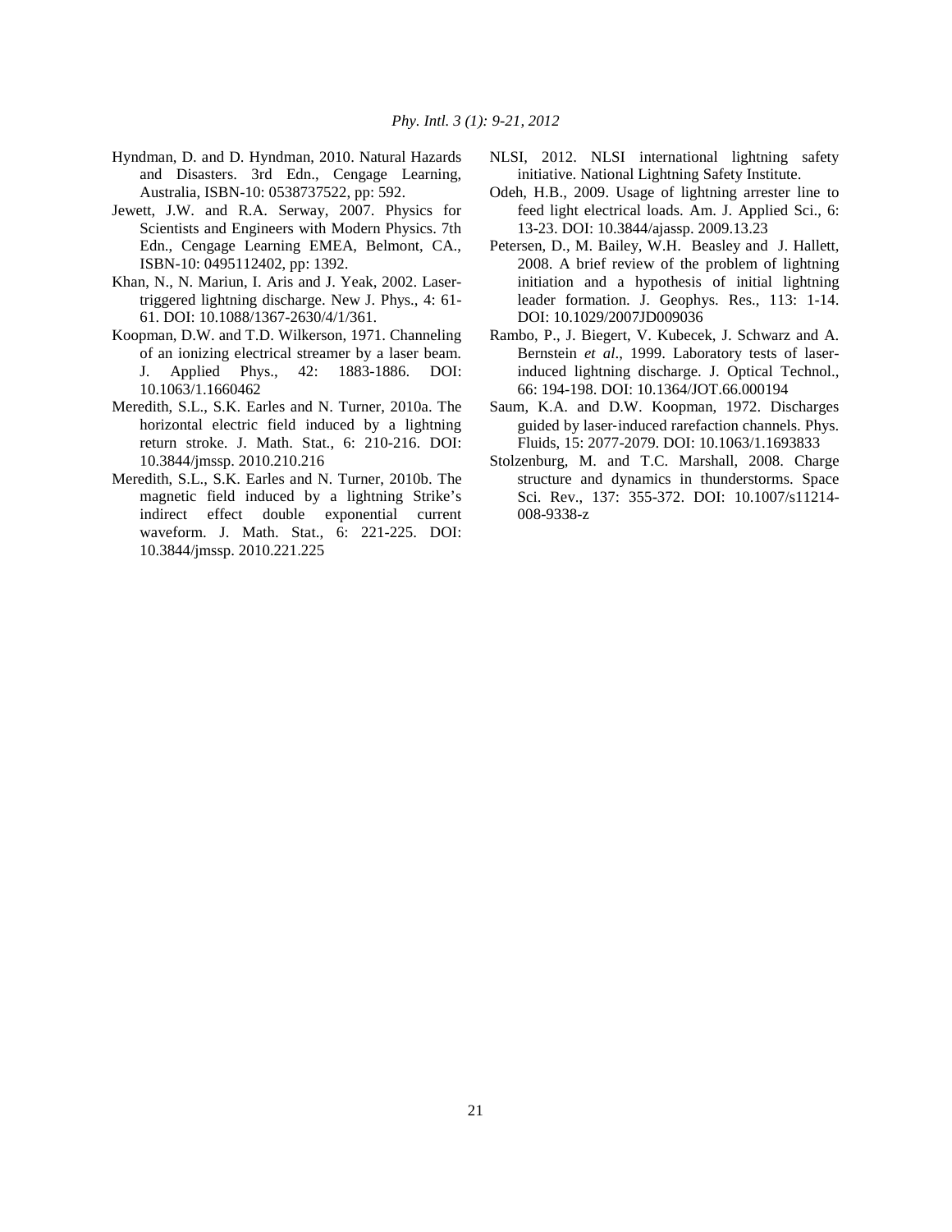Hyndman, D. and D. Hyndman, 2010. Natural Hazards and Disasters. 3rd Edn., Cengage Learning, Australia, ISBN-10: 0538737522, pp: 592.

Jewett, J.W. and R.A. Serway, 2007. Physics for Scientists and Engineers with Modern Physics. 7th Edn., Cengage Learning EMEA, Belmont, CA., ISBN-10: 0495112402, pp: 1392.

Khan, N., N. Mariun, I. Aris and J. Yeak, 2002. Laser-triggered lightning discharge. New J. Phys., 4: 61-61. DOI: 10.1088/1367-2630/4/1/361.

Koopman, D.W. and T.D. Wilkerson, 1971. Channeling of an ionizing electrical streamer by a laser beam. J. Applied Phys., 42: 1883-1886. DOI: 10.1063/1.1660462

Meredith, S.L., S.K. Earles and N. Turner, 2010a. The horizontal electric field induced by a lightning return stroke. J. Math. Stat., 6: 210-216. DOI: 10.3844/jmssp. 2010.210.216

Meredith, S.L., S.K. Earles and N. Turner, 2010b. The magnetic field induced by a lightning Strike's indirect effect double exponential current waveform. J. Math. Stat., 6: 221-225. DOI: 10.3844/jmssp. 2010.221.225

NLSI, 2012. NLSI international lightning safety initiative. National Lightning Safety Institute.

Odeh, H.B., 2009. Usage of lightning arrester line to feed light electrical loads. Am. J. Applied Sci., 6: 13-23. DOI: 10.3844/ajassp. 2009.13.23

Petersen, D., M. Bailey, W.H. Beasley and J. Hallett, 2008. A brief review of the problem of lightning initiation and a hypothesis of initial lightning leader formation. J. Geophys. Res., 113: 1-14. DOI: 10.1029/2007JD009036

Rambo, P., J. Biegert, V. Kubecek, J. Schwarz and A. Bernstein *et al*., 1999. Laboratory tests of laser-induced lightning discharge. J. Optical Technol., 66: 194-198. DOI: 10.1364/JOT.66.000194

Saum, K.A. and D.W. Koopman, 1972. Discharges guided by laser-induced rarefaction channels. Phys. Fluids, 15: 2077-2079. DOI: 10.1063/1.1693833

Stolzenburg, M. and T.C. Marshall, 2008. Charge structure and dynamics in thunderstorms. Space Sci. Rev., 137: 355-372. DOI: 10.1007/s11214-008-9338-z